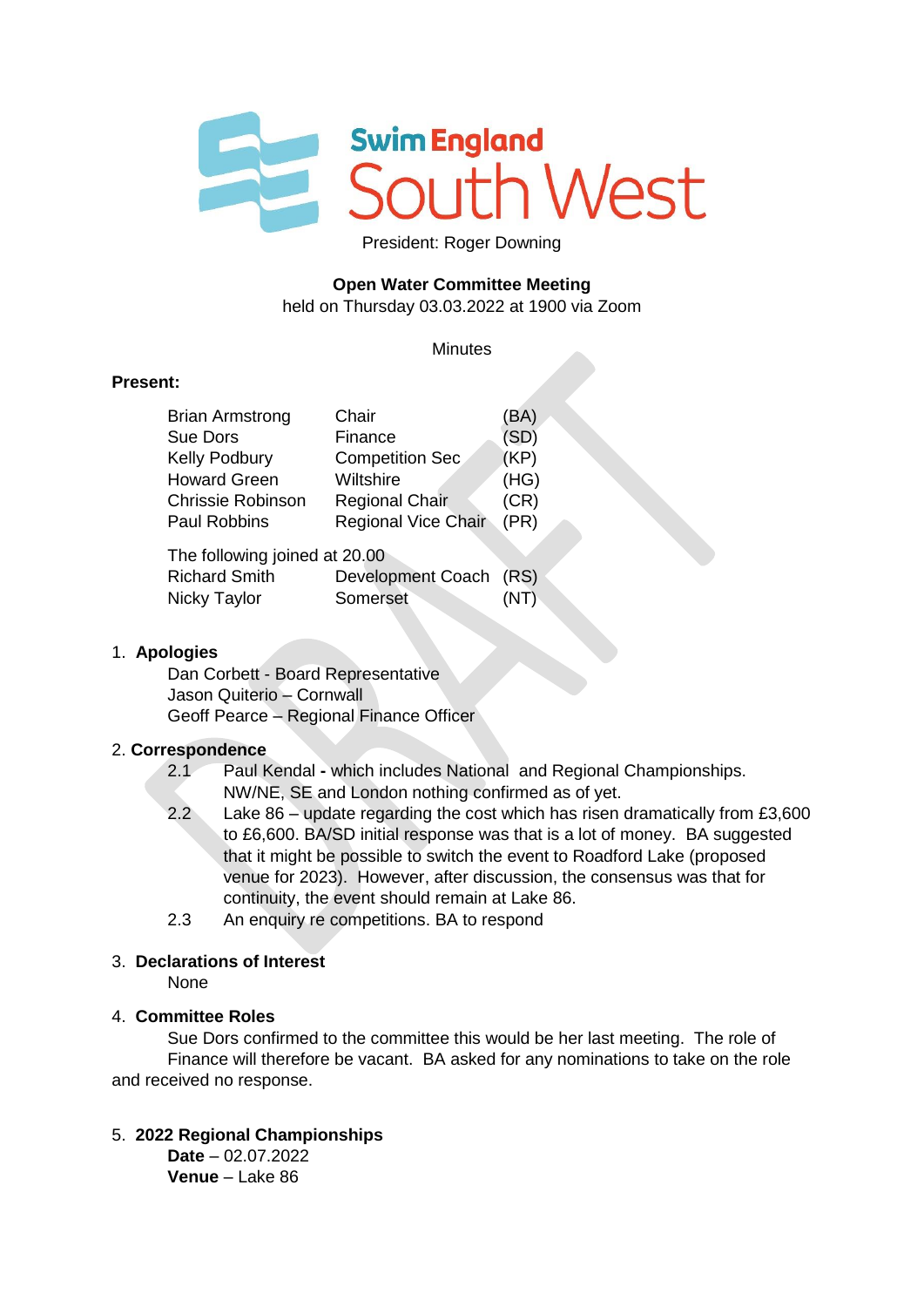# Swim England South West

President: Roger Downing

**Open Water Committee Meeting**
held on Thursday 03.03.2022 at 1900 via Zoom

Minutes

**Present:**

| | | |
|---|---|---|
| Brian Armstrong | Chair | (BA) |
| Sue Dors | Finance | (SD) |
| Kelly Podbury | Competition Sec | (KP) |
| Howard Green | Wiltshire | (HG) |
| Chrissie Robinson | Regional Chair | (CR) |
| Paul Robbins | Regional Vice Chair | (PR) |

The following joined at 20.00

| | | |
|---|---|---|
| Richard Smith | Development Coach | (RS) |
| Nicky Taylor | Somerset | (NT) |

1. **Apologies**

   Dan Corbett - Board Representative
   Jason Quiterio – Cornwall
   Geoff Pearce – Regional Finance Officer

2. **Correspondence**

   2.1 Paul Kendal **-** which includes National and Regional Championships. NW/NE, SE and London nothing confirmed as of yet.

   2.2 Lake 86 – update regarding the cost which has risen dramatically from £3,600 to £6,600. BA/SD initial response was that is a lot of money. BA suggested that it might be possible to switch the event to Roadford Lake (proposed venue for 2023). However, after discussion, the consensus was that for continuity, the event should remain at Lake 86.

   2.3 An enquiry re competitions. BA to respond

3. **Declarations of Interest**

   None

4. **Committee Roles**

   Sue Dors confirmed to the committee this would be her last meeting. The role of Finance will therefore be vacant. BA asked for any nominations to take on the role and received no response.

5. **2022 Regional Championships**

   **Date** – 02.07.2022
   **Venue** – Lake 86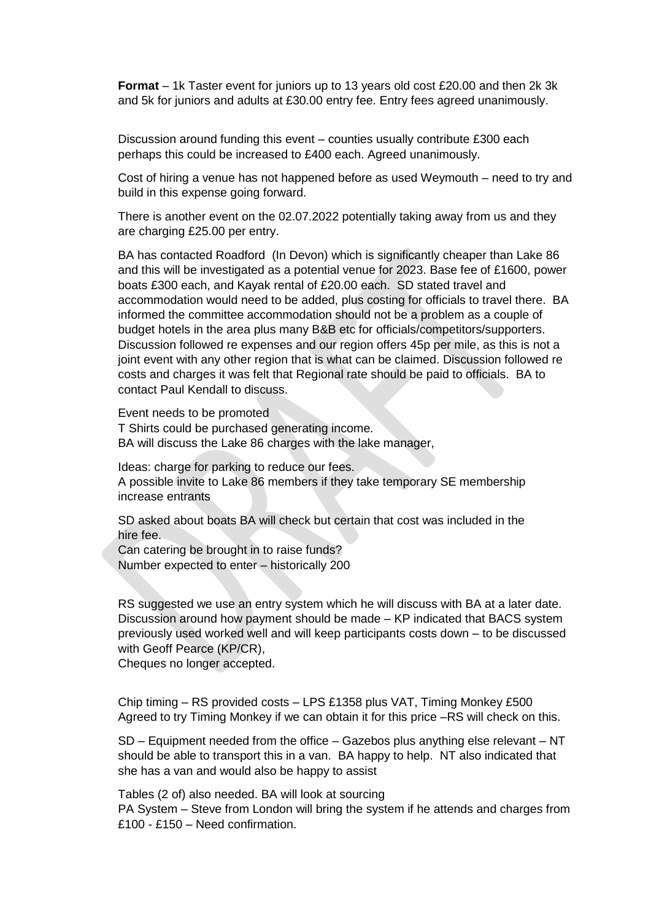**Format** – 1k Taster event for juniors up to 13 years old cost £20.00 and then 2k 3k and 5k for juniors and adults at £30.00 entry fee. Entry fees agreed unanimously.

Discussion around funding this event – counties usually contribute £300 each perhaps this could be increased to £400 each. Agreed unanimously.

Cost of hiring a venue has not happened before as used Weymouth – need to try and build in this expense going forward.

There is another event on the 02.07.2022 potentially taking away from us and they are charging £25.00 per entry.

BA has contacted Roadford (In Devon) which is significantly cheaper than Lake 86 and this will be investigated as a potential venue for 2023. Base fee of £1600, power boats £300 each, and Kayak rental of £20.00 each. SD stated travel and accommodation would need to be added, plus costing for officials to travel there. BA informed the committee accommodation should not be a problem as a couple of budget hotels in the area plus many B&B etc for officials/competitors/supporters. Discussion followed re expenses and our region offers 45p per mile, as this is not a joint event with any other region that is what can be claimed. Discussion followed re costs and charges it was felt that Regional rate should be paid to officials. BA to contact Paul Kendall to discuss.

Event needs to be promoted
T Shirts could be purchased generating income.
BA will discuss the Lake 86 charges with the lake manager,

Ideas: charge for parking to reduce our fees.
A possible invite to Lake 86 members if they take temporary SE membership increase entrants

SD asked about boats BA will check but certain that cost was included in the hire fee.
Can catering be brought in to raise funds?
Number expected to enter – historically 200

RS suggested we use an entry system which he will discuss with BA at a later date. Discussion around how payment should be made – KP indicated that BACS system previously used worked well and will keep participants costs down – to be discussed with Geoff Pearce (KP/CR),
Cheques no longer accepted.

Chip timing – RS provided costs – LPS £1358 plus VAT, Timing Monkey £500
Agreed to try Timing Monkey if we can obtain it for this price –RS will check on this.

SD – Equipment needed from the office – Gazebos plus anything else relevant – NT should be able to transport this in a van. BA happy to help. NT also indicated that she has a van and would also be happy to assist

Tables (2 of) also needed. BA will look at sourcing
PA System – Steve from London will bring the system if he attends and charges from £100 - £150 – Need confirmation.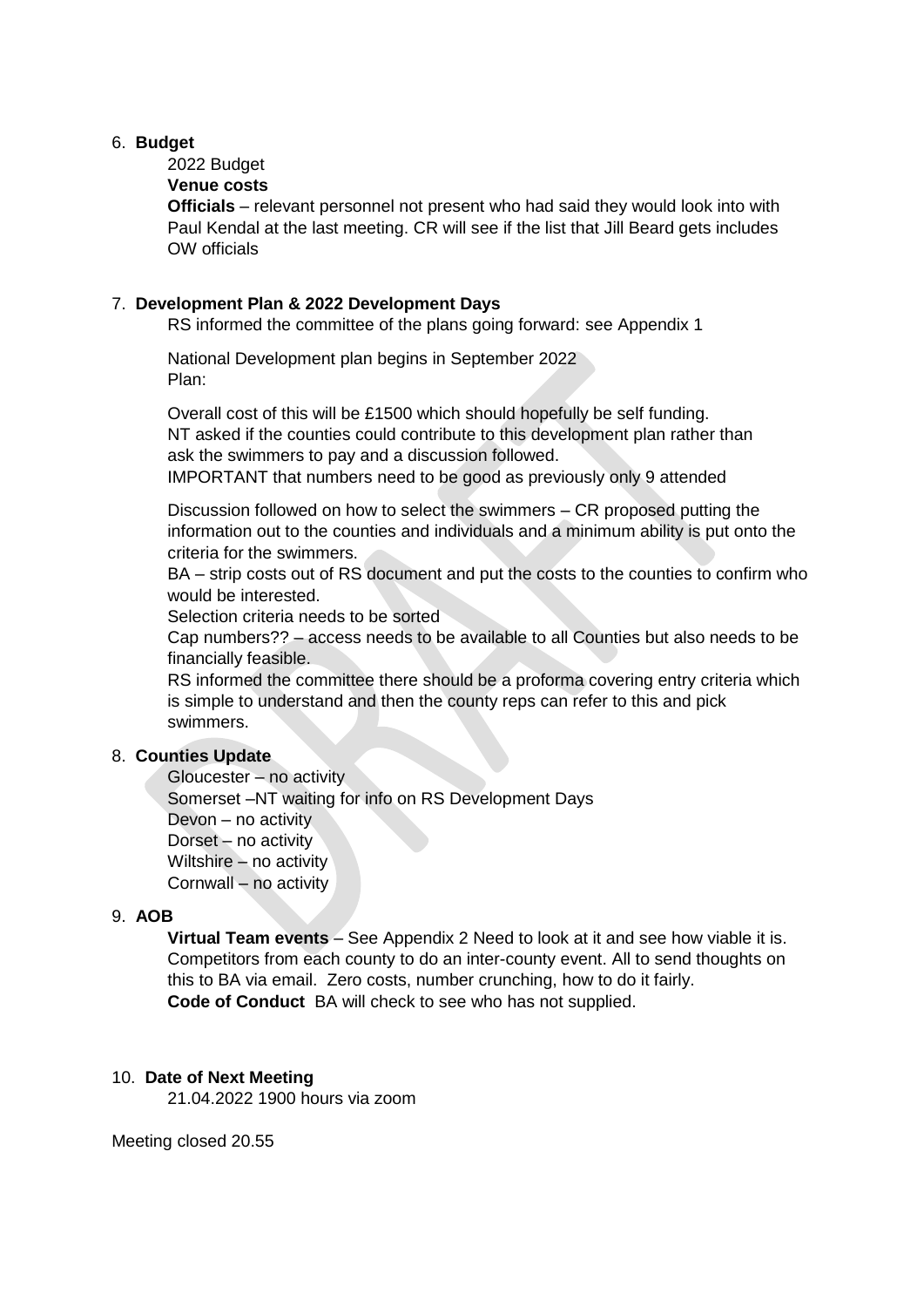6. **Budget**

   2022 Budget

   **Venue costs**

   **Officials** – relevant personnel not present who had said they would look into with Paul Kendal at the last meeting. CR will see if the list that Jill Beard gets includes OW officials

7. **Development Plan & 2022 Development Days**

   RS informed the committee of the plans going forward: see Appendix 1

   National Development plan begins in September 2022
   Plan:

   Overall cost of this will be £1500 which should hopefully be self funding.
   NT asked if the counties could contribute to this development plan rather than ask the swimmers to pay and a discussion followed.
   IMPORTANT that numbers need to be good as previously only 9 attended

   Discussion followed on how to select the swimmers – CR proposed putting the information out to the counties and individuals and a minimum ability is put onto the criteria for the swimmers.
   BA – strip costs out of RS document and put the costs to the counties to confirm who would be interested.
   Selection criteria needs to be sorted
   Cap numbers?? – access needs to be available to all Counties but also needs to be financially feasible.
   RS informed the committee there should be a proforma covering entry criteria which is simple to understand and then the county reps can refer to this and pick swimmers.

8. **Counties Update**

   Gloucester – no activity
   Somerset –NT waiting for info on RS Development Days
   Devon – no activity
   Dorset – no activity
   Wiltshire – no activity
   Cornwall – no activity

9. **AOB**

   **Virtual Team events** – See Appendix 2 Need to look at it and see how viable it is. Competitors from each county to do an inter-county event. All to send thoughts on this to BA via email. Zero costs, number crunching, how to do it fairly.
   **Code of Conduct** BA will check to see who has not supplied.

10. **Date of Next Meeting**

    21.04.2022 1900 hours via zoom

Meeting closed 20.55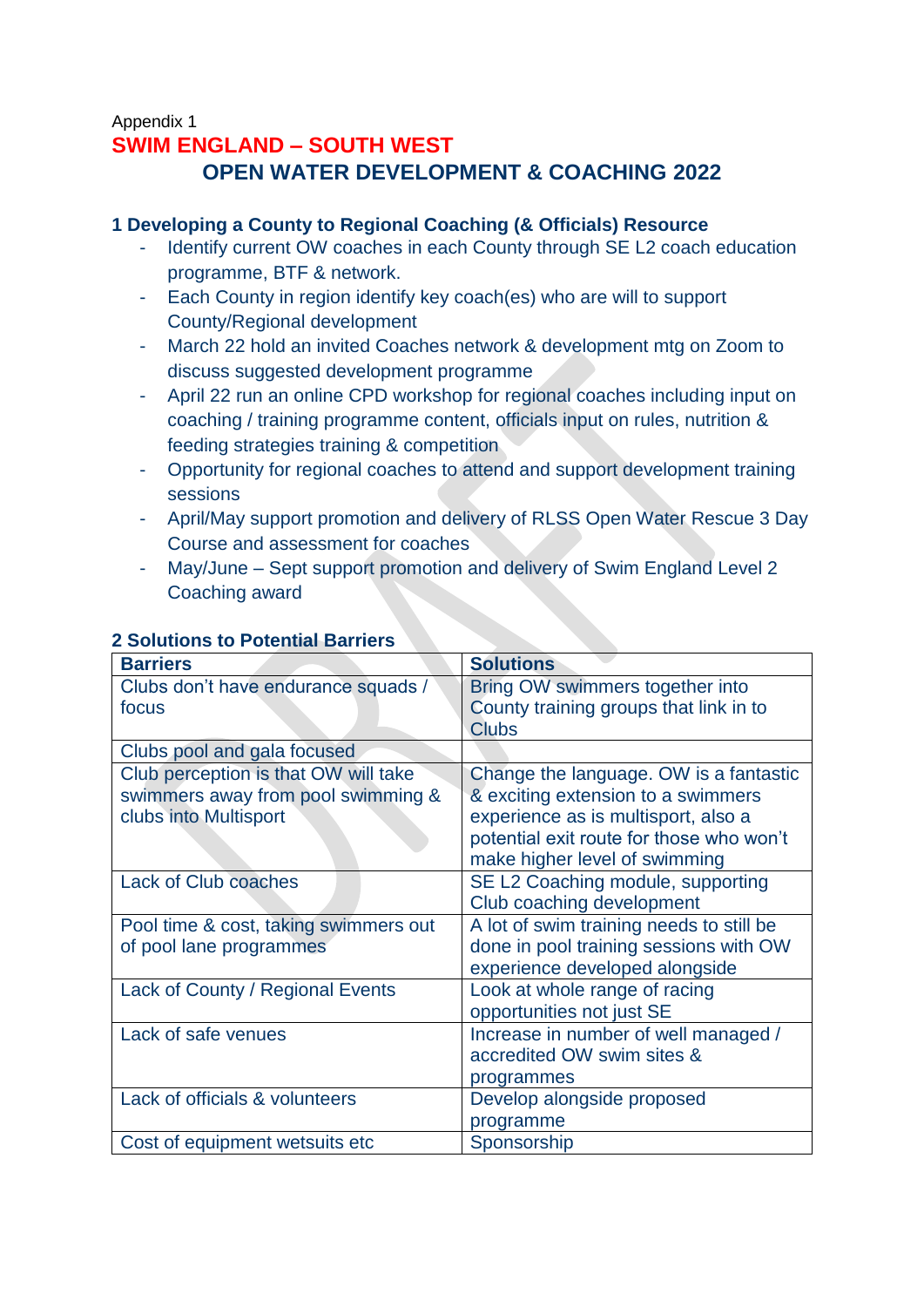Appendix 1

# SWIM ENGLAND – SOUTH WEST

## OPEN WATER DEVELOPMENT & COACHING 2022

### 1 Developing a County to Regional Coaching (& Officials) Resource

- Identify current OW coaches in each County through SE L2 coach education programme, BTF & network.
- Each County in region identify key coach(es) who are will to support County/Regional development
- March 22 hold an invited Coaches network & development mtg on Zoom to discuss suggested development programme
- April 22 run an online CPD workshop for regional coaches including input on coaching / training programme content, officials input on rules, nutrition & feeding strategies training & competition
- Opportunity for regional coaches to attend and support development training sessions
- April/May support promotion and delivery of RLSS Open Water Rescue 3 Day Course and assessment for coaches
- May/June – Sept support promotion and delivery of Swim England Level 2 Coaching award

### 2 Solutions to Potential Barriers

| Barriers | Solutions |
|---|---|
| Clubs don't have endurance squads / focus | Bring OW swimmers together into County training groups that link in to Clubs |
| Clubs pool and gala focused | |
| Club perception is that OW will take swimmers away from pool swimming & clubs into Multisport | Change the language. OW is a fantastic & exciting extension to a swimmers experience as is multisport, also a potential exit route for those who won't make higher level of swimming |
| Lack of Club coaches | SE L2 Coaching module, supporting Club coaching development |
| Pool time & cost, taking swimmers out of pool lane programmes | A lot of swim training needs to still be done in pool training sessions with OW experience developed alongside |
| Lack of County / Regional Events | Look at whole range of racing opportunities not just SE |
| Lack of safe venues | Increase in number of well managed / accredited OW swim sites & programmes |
| Lack of officials & volunteers | Develop alongside proposed programme |
| Cost of equipment wetsuits etc | Sponsorship |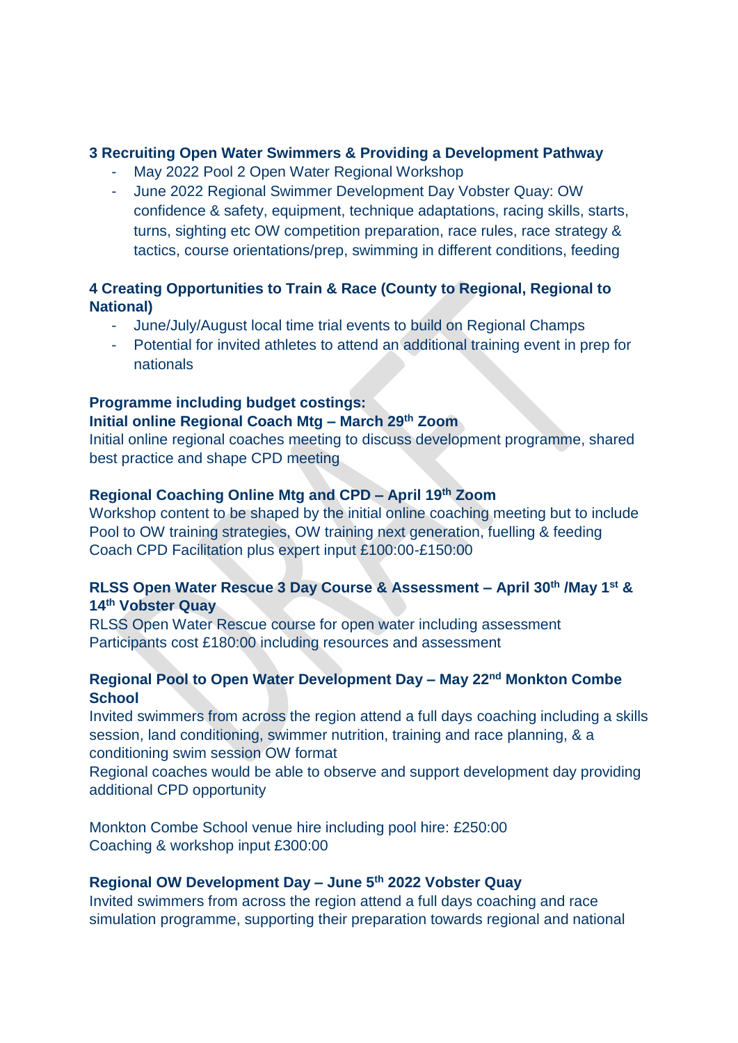**3 Recruiting Open Water Swimmers & Providing a Development Pathway**

- May 2022 Pool 2 Open Water Regional Workshop
- June 2022 Regional Swimmer Development Day Vobster Quay: OW confidence & safety, equipment, technique adaptations, racing skills, starts, turns, sighting etc OW competition preparation, race rules, race strategy & tactics, course orientations/prep, swimming in different conditions, feeding

**4 Creating Opportunities to Train & Race (County to Regional, Regional to National)**

- June/July/August local time trial events to build on Regional Champs
- Potential for invited athletes to attend an additional training event in prep for nationals

**Programme including budget costings:**

**Initial online Regional Coach Mtg – March 29th Zoom**

Initial online regional coaches meeting to discuss development programme, shared best practice and shape CPD meeting

**Regional Coaching Online Mtg and CPD – April 19th Zoom**

Workshop content to be shaped by the initial online coaching meeting but to include Pool to OW training strategies, OW training next generation, fuelling & feeding Coach CPD Facilitation plus expert input £100:00-£150:00

**RLSS Open Water Rescue 3 Day Course & Assessment – April 30th /May 1st & 14th Vobster Quay**

RLSS Open Water Rescue course for open water including assessment
Participants cost £180:00 including resources and assessment

**Regional Pool to Open Water Development Day – May 22nd Monkton Combe School**

Invited swimmers from across the region attend a full days coaching including a skills session, land conditioning, swimmer nutrition, training and race planning, & a conditioning swim session OW format
Regional coaches would be able to observe and support development day providing additional CPD opportunity

Monkton Combe School venue hire including pool hire: £250:00
Coaching & workshop input £300:00

**Regional OW Development Day – June 5th 2022 Vobster Quay**

Invited swimmers from across the region attend a full days coaching and race simulation programme, supporting their preparation towards regional and national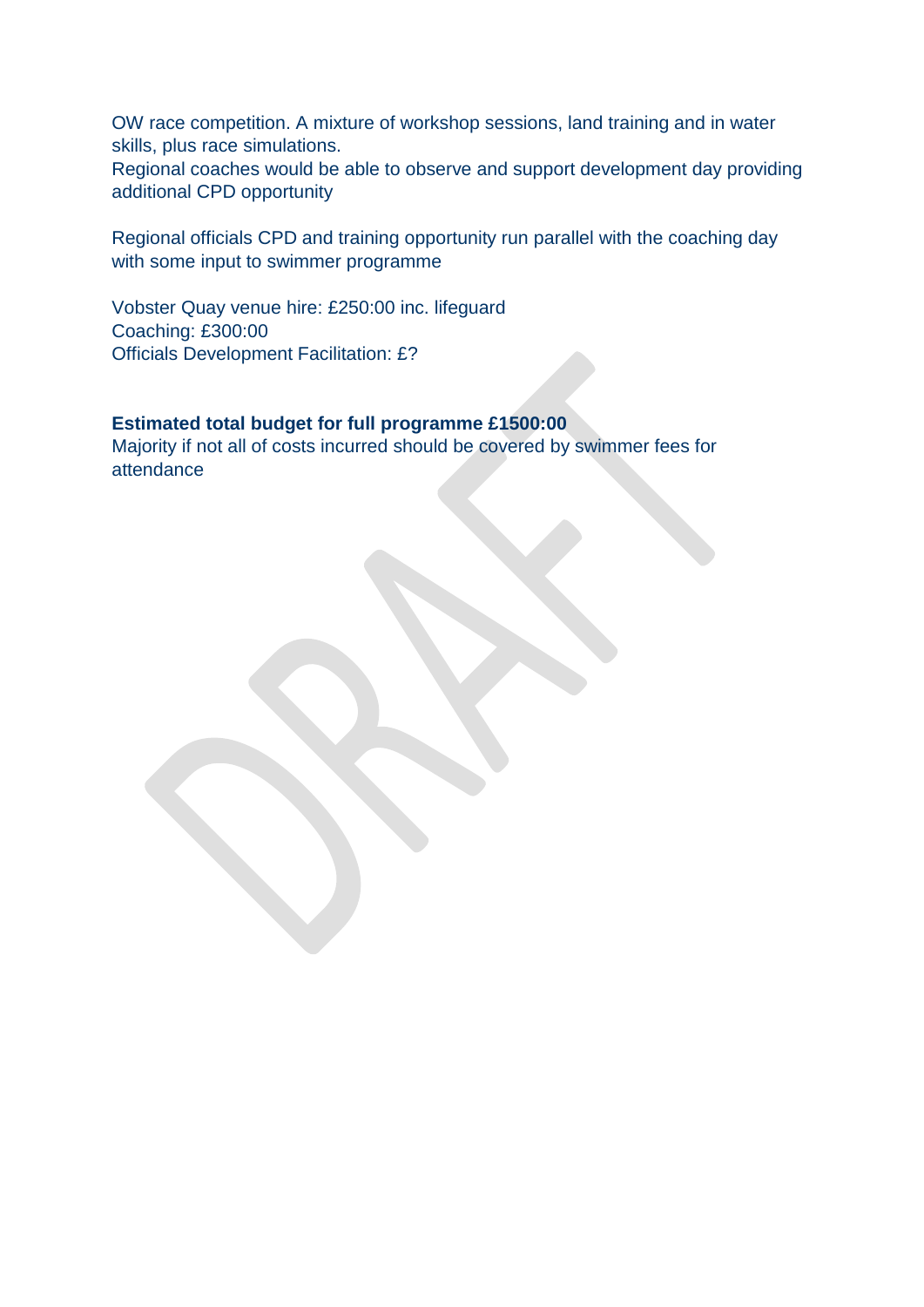OW race competition. A mixture of workshop sessions, land training and in water skills, plus race simulations.
Regional coaches would be able to observe and support development day providing additional CPD opportunity

Regional officials CPD and training opportunity run parallel with the coaching day with some input to swimmer programme

Vobster Quay venue hire: £250:00 inc. lifeguard
Coaching: £300:00
Officials Development Facilitation: £?

**Estimated total budget for full programme £1500:00**
Majority if not all of costs incurred should be covered by swimmer fees for attendance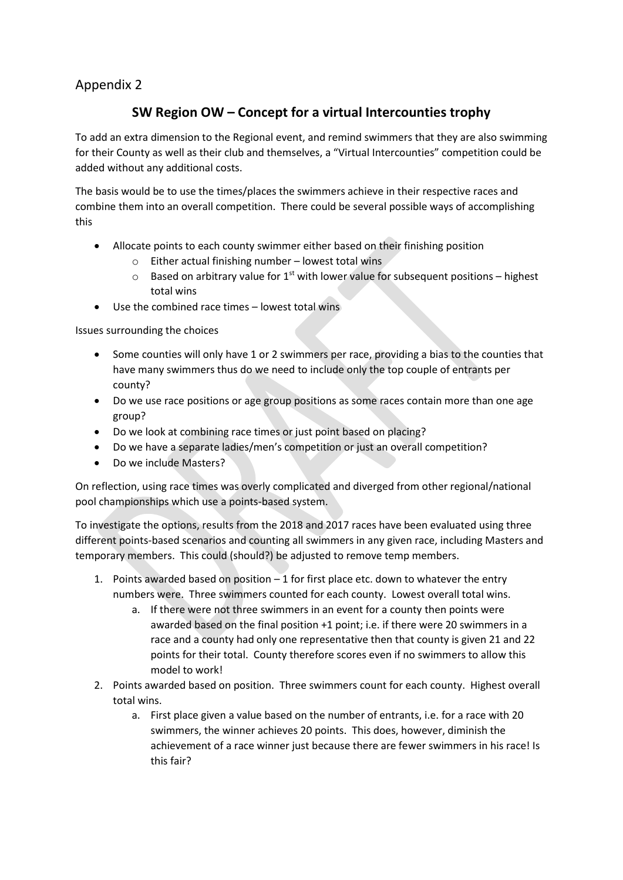Appendix 2

## SW Region OW – Concept for a virtual Intercounties trophy

To add an extra dimension to the Regional event, and remind swimmers that they are also swimming for their County as well as their club and themselves, a "Virtual Intercounties" competition could be added without any additional costs.

The basis would be to use the times/places the swimmers achieve in their respective races and combine them into an overall competition. There could be several possible ways of accomplishing this

- Allocate points to each county swimmer either based on their finishing position
  - Either actual finishing number – lowest total wins
  - Based on arbitrary value for 1st with lower value for subsequent positions – highest total wins
- Use the combined race times – lowest total wins

Issues surrounding the choices

- Some counties will only have 1 or 2 swimmers per race, providing a bias to the counties that have many swimmers thus do we need to include only the top couple of entrants per county?
- Do we use race positions or age group positions as some races contain more than one age group?
- Do we look at combining race times or just point based on placing?
- Do we have a separate ladies/men's competition or just an overall competition?
- Do we include Masters?

On reflection, using race times was overly complicated and diverged from other regional/national pool championships which use a points-based system.

To investigate the options, results from the 2018 and 2017 races have been evaluated using three different points-based scenarios and counting all swimmers in any given race, including Masters and temporary members. This could (should?) be adjusted to remove temp members.

1. Points awarded based on position – 1 for first place etc. down to whatever the entry numbers were. Three swimmers counted for each county. Lowest overall total wins.
   a. If there were not three swimmers in an event for a county then points were awarded based on the final position +1 point; i.e. if there were 20 swimmers in a race and a county had only one representative then that county is given 21 and 22 points for their total. County therefore scores even if no swimmers to allow this model to work!
2. Points awarded based on position. Three swimmers count for each county. Highest overall total wins.
   a. First place given a value based on the number of entrants, i.e. for a race with 20 swimmers, the winner achieves 20 points. This does, however, diminish the achievement of a race winner just because there are fewer swimmers in his race! Is this fair?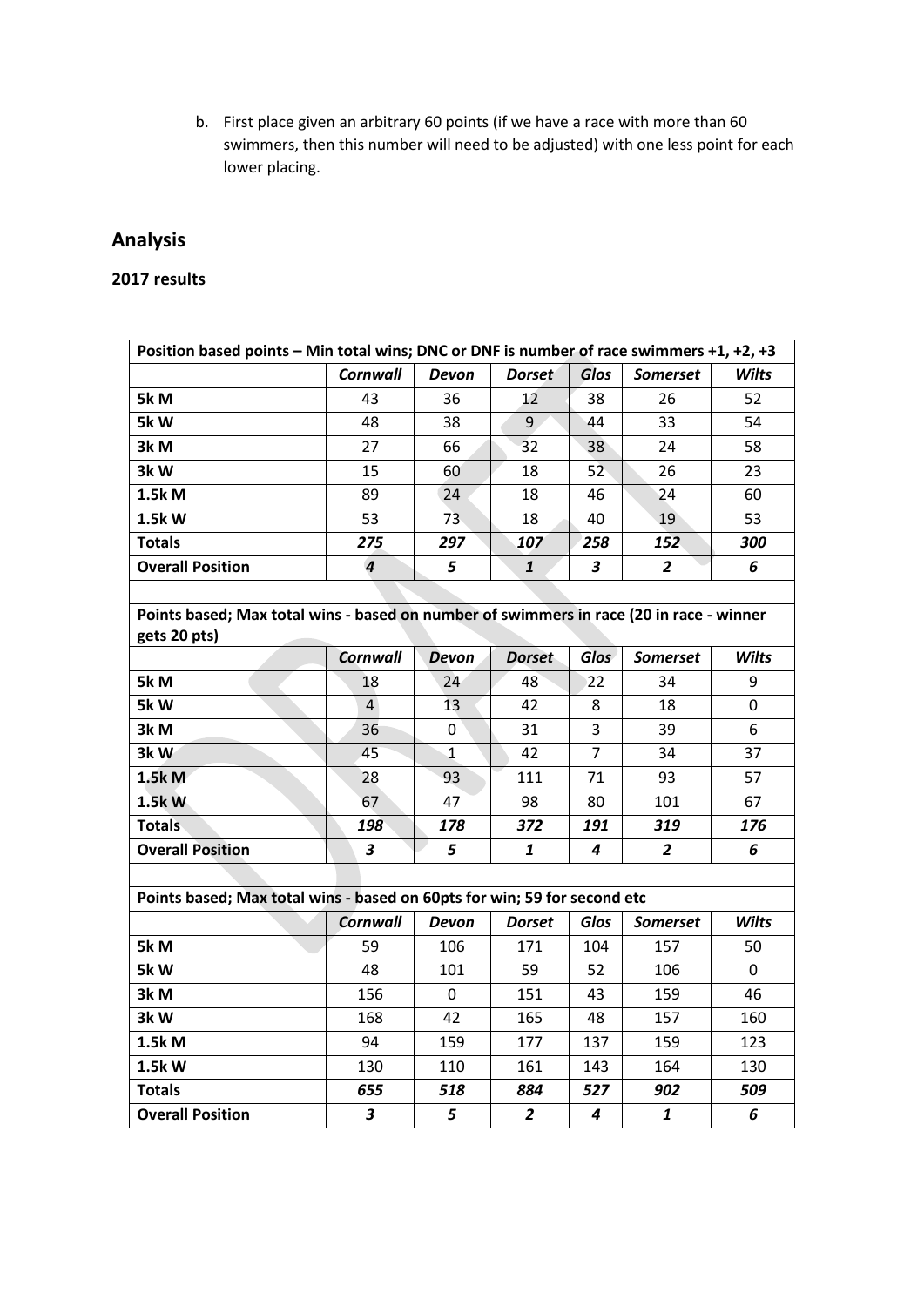b. First place given an arbitrary 60 points (if we have a race with more than 60 swimmers, then this number will need to be adjusted) with one less point for each lower placing.

## Analysis

### 2017 results

| Position based points – Min total wins; DNC or DNF is number of race swimmers +1, +2, +3 | | | | | | |
|---|---|---|---|---|---|---|
| | ***Cornwall*** | ***Devon*** | ***Dorset*** | ***Glos*** | ***Somerset*** | ***Wilts*** |
| **5k M** | 43 | 36 | 12 | 38 | 26 | 52 |
| **5k W** | 48 | 38 | 9 | 44 | 33 | 54 |
| **3k M** | 27 | 66 | 32 | 38 | 24 | 58 |
| **3k W** | 15 | 60 | 18 | 52 | 26 | 23 |
| **1.5k M** | 89 | 24 | 18 | 46 | 24 | 60 |
| **1.5k W** | 53 | 73 | 18 | 40 | 19 | 53 |
| **Totals** | ***275*** | ***297*** | ***107*** | ***258*** | ***152*** | ***300*** |
| **Overall Position** | ***4*** | ***5*** | ***1*** | ***3*** | ***2*** | ***6*** |

| Points based; Max total wins - based on number of swimmers in race (20 in race - winner gets 20 pts) | | | | | | |
|---|---|---|---|---|---|---|
| | ***Cornwall*** | ***Devon*** | ***Dorset*** | ***Glos*** | ***Somerset*** | ***Wilts*** |
| **5k M** | 18 | 24 | 48 | 22 | 34 | 9 |
| **5k W** | 4 | 13 | 42 | 8 | 18 | 0 |
| **3k M** | 36 | 0 | 31 | 3 | 39 | 6 |
| **3k W** | 45 | 1 | 42 | 7 | 34 | 37 |
| **1.5k M** | 28 | 93 | 111 | 71 | 93 | 57 |
| **1.5k W** | 67 | 47 | 98 | 80 | 101 | 67 |
| **Totals** | ***198*** | ***178*** | ***372*** | ***191*** | ***319*** | ***176*** |
| **Overall Position** | ***3*** | ***5*** | ***1*** | ***4*** | ***2*** | ***6*** |

| Points based; Max total wins - based on 60pts for win; 59 for second etc | | | | | | |
|---|---|---|---|---|---|---|
| | ***Cornwall*** | ***Devon*** | ***Dorset*** | ***Glos*** | ***Somerset*** | ***Wilts*** |
| **5k M** | 59 | 106 | 171 | 104 | 157 | 50 |
| **5k W** | 48 | 101 | 59 | 52 | 106 | 0 |
| **3k M** | 156 | 0 | 151 | 43 | 159 | 46 |
| **3k W** | 168 | 42 | 165 | 48 | 157 | 160 |
| **1.5k M** | 94 | 159 | 177 | 137 | 159 | 123 |
| **1.5k W** | 130 | 110 | 161 | 143 | 164 | 130 |
| **Totals** | ***655*** | ***518*** | ***884*** | ***527*** | ***902*** | ***509*** |
| **Overall Position** | ***3*** | ***5*** | ***2*** | ***4*** | ***1*** | ***6*** |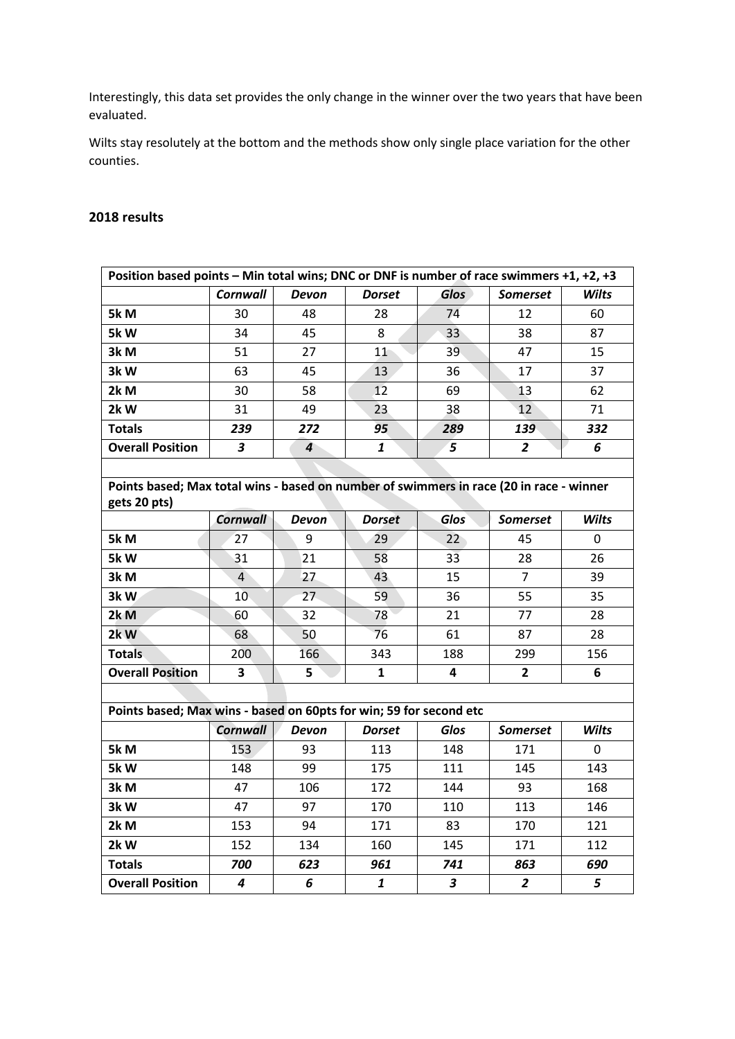Interestingly, this data set provides the only change in the winner over the two years that have been evaluated.

Wilts stay resolutely at the bottom and the methods show only single place variation for the other counties.

**2018 results**

| Position based points – Min total wins; DNC or DNF is number of race swimmers +1, +2, +3 | | | | | | |
|---|---|---|---|---|---|---|
| | ***Cornwall*** | ***Devon*** | ***Dorset*** | ***Glos*** | ***Somerset*** | ***Wilts*** |
| **5k M** | 30 | 48 | 28 | 74 | 12 | 60 |
| **5k W** | 34 | 45 | 8 | 33 | 38 | 87 |
| **3k M** | 51 | 27 | 11 | 39 | 47 | 15 |
| **3k W** | 63 | 45 | 13 | 36 | 17 | 37 |
| **2k M** | 30 | 58 | 12 | 69 | 13 | 62 |
| **2k W** | 31 | 49 | 23 | 38 | 12 | 71 |
| **Totals** | ***239*** | ***272*** | ***95*** | ***289*** | ***139*** | ***332*** |
| **Overall Position** | ***3*** | ***4*** | ***1*** | ***5*** | ***2*** | ***6*** |

| Points based; Max total wins - based on number of swimmers in race (20 in race - winner gets 20 pts) | | | | | | |
|---|---|---|---|---|---|---|
| | ***Cornwall*** | ***Devon*** | ***Dorset*** | ***Glos*** | ***Somerset*** | ***Wilts*** |
| **5k M** | 27 | 9 | 29 | 22 | 45 | 0 |
| **5k W** | 31 | 21 | 58 | 33 | 28 | 26 |
| **3k M** | 4 | 27 | 43 | 15 | 7 | 39 |
| **3k W** | 10 | 27 | 59 | 36 | 55 | 35 |
| **2k M** | 60 | 32 | 78 | 21 | 77 | 28 |
| **2k W** | 68 | 50 | 76 | 61 | 87 | 28 |
| **Totals** | 200 | 166 | 343 | 188 | 299 | 156 |
| **Overall Position** | **3** | **5** | **1** | **4** | **2** | **6** |

| Points based; Max wins - based on 60pts for win; 59 for second etc | | | | | | |
|---|---|---|---|---|---|---|
| | ***Cornwall*** | ***Devon*** | ***Dorset*** | ***Glos*** | ***Somerset*** | ***Wilts*** |
| **5k M** | 153 | 93 | 113 | 148 | 171 | 0 |
| **5k W** | 148 | 99 | 175 | 111 | 145 | 143 |
| **3k M** | 47 | 106 | 172 | 144 | 93 | 168 |
| **3k W** | 47 | 97 | 170 | 110 | 113 | 146 |
| **2k M** | 153 | 94 | 171 | 83 | 170 | 121 |
| **2k W** | 152 | 134 | 160 | 145 | 171 | 112 |
| **Totals** | ***700*** | ***623*** | ***961*** | ***741*** | ***863*** | ***690*** |
| **Overall Position** | ***4*** | ***6*** | ***1*** | ***3*** | ***2*** | ***5*** |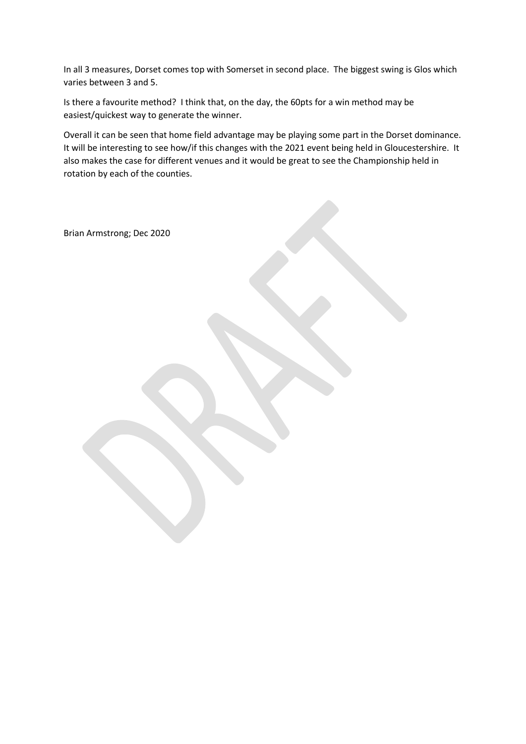In all 3 measures, Dorset comes top with Somerset in second place. The biggest swing is Glos which varies between 3 and 5.

Is there a favourite method? I think that, on the day, the 60pts for a win method may be easiest/quickest way to generate the winner.

Overall it can be seen that home field advantage may be playing some part in the Dorset dominance. It will be interesting to see how/if this changes with the 2021 event being held in Gloucestershire. It also makes the case for different venues and it would be great to see the Championship held in rotation by each of the counties.

Brian Armstrong; Dec 2020